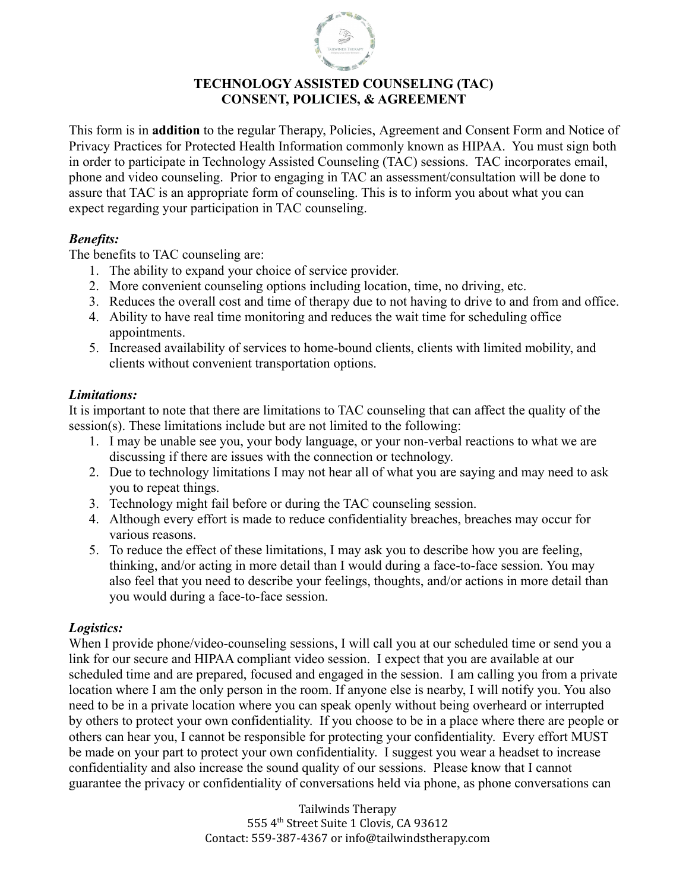# TECHNOLOGY ASSISTED COUNSELING (TAC)
# CONSENT, POLICIES, & AGREEMENT

This form is in **addition** to the regular Therapy, Policies, Agreement and Consent Form and Notice of Privacy Practices for Protected Health Information commonly known as HIPAA. You must sign both in order to participate in Technology Assisted Counseling (TAC) sessions. TAC incorporates email, phone and video counseling. Prior to engaging in TAC an assessment/consultation will be done to assure that TAC is an appropriate form of counseling. This is to inform you about what you can expect regarding your participation in TAC counseling.

***Benefits:***

The benefits to TAC counseling are:

1. The ability to expand your choice of service provider.
2. More convenient counseling options including location, time, no driving, etc.
3. Reduces the overall cost and time of therapy due to not having to drive to and from and office.
4. Ability to have real time monitoring and reduces the wait time for scheduling office appointments.
5. Increased availability of services to home-bound clients, clients with limited mobility, and clients without convenient transportation options.

***Limitations:***

It is important to note that there are limitations to TAC counseling that can affect the quality of the session(s). These limitations include but are not limited to the following:

1. I may be unable see you, your body language, or your non-verbal reactions to what we are discussing if there are issues with the connection or technology.
2. Due to technology limitations I may not hear all of what you are saying and may need to ask you to repeat things.
3. Technology might fail before or during the TAC counseling session.
4. Although every effort is made to reduce confidentiality breaches, breaches may occur for various reasons.
5. To reduce the effect of these limitations, I may ask you to describe how you are feeling, thinking, and/or acting in more detail than I would during a face-to-face session. You may also feel that you need to describe your feelings, thoughts, and/or actions in more detail than you would during a face-to-face session.

***Logistics:***

When I provide phone/video-counseling sessions, I will call you at our scheduled time or send you a link for our secure and HIPAA compliant video session. I expect that you are available at our scheduled time and are prepared, focused and engaged in the session. I am calling you from a private location where I am the only person in the room. If anyone else is nearby, I will notify you. You also need to be in a private location where you can speak openly without being overheard or interrupted by others to protect your own confidentiality. If you choose to be in a place where there are people or others can hear you, I cannot be responsible for protecting your confidentiality. Every effort MUST be made on your part to protect your own confidentiality. I suggest you wear a headset to increase confidentiality and also increase the sound quality of our sessions. Please know that I cannot guarantee the privacy or confidentiality of conversations held via phone, as phone conversations can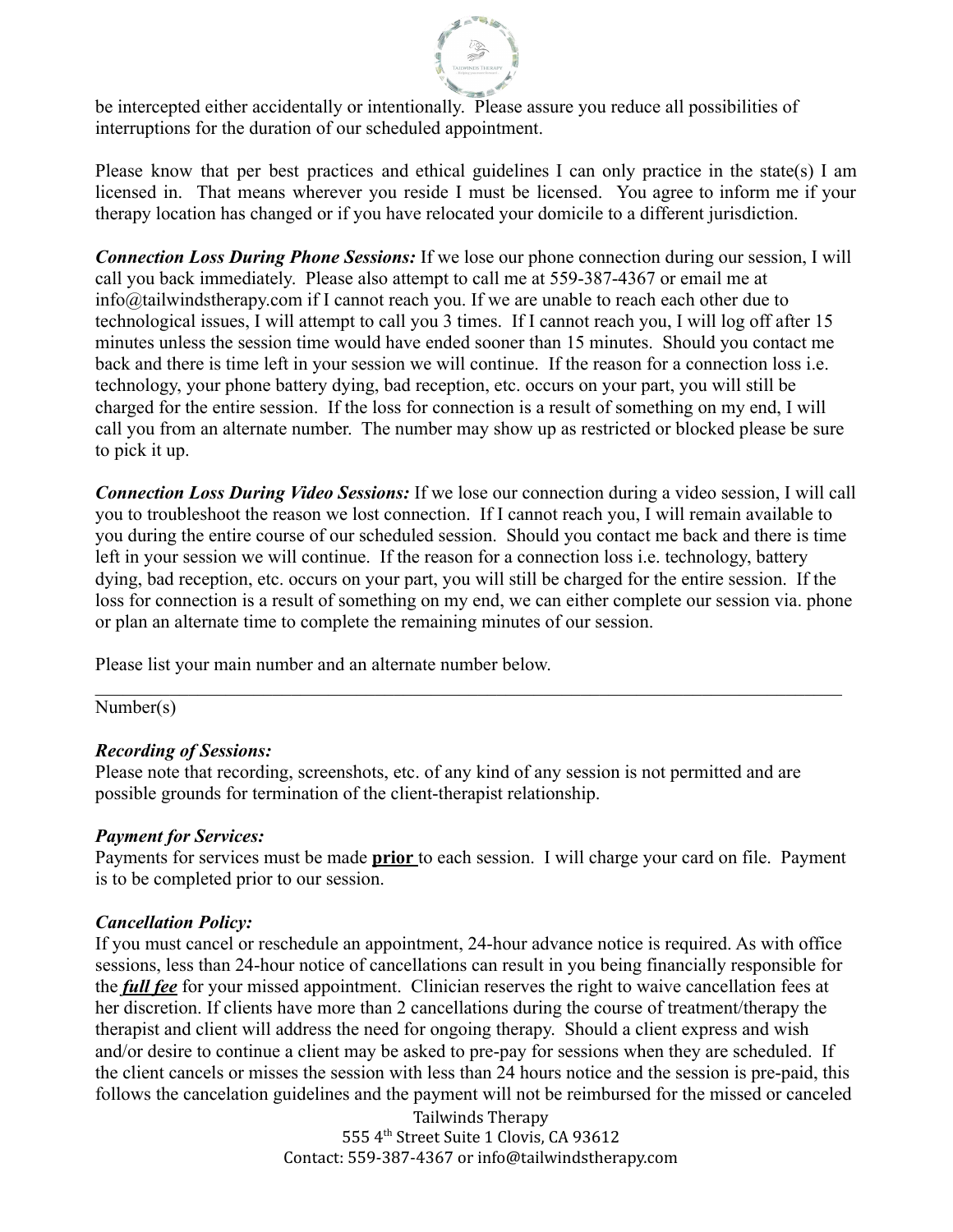be intercepted either accidentally or intentionally. Please assure you reduce all possibilities of interruptions for the duration of our scheduled appointment.

Please know that per best practices and ethical guidelines I can only practice in the state(s) I am licensed in. That means wherever you reside I must be licensed. You agree to inform me if your therapy location has changed or if you have relocated your domicile to a different jurisdiction.

***Connection Loss During Phone Sessions:*** If we lose our phone connection during our session, I will call you back immediately. Please also attempt to call me at 559-387-4367 or email me at info@tailwindstherapy.com if I cannot reach you. If we are unable to reach each other due to technological issues, I will attempt to call you 3 times. If I cannot reach you, I will log off after 15 minutes unless the session time would have ended sooner than 15 minutes. Should you contact me back and there is time left in your session we will continue. If the reason for a connection loss i.e. technology, your phone battery dying, bad reception, etc. occurs on your part, you will still be charged for the entire session. If the loss for connection is a result of something on my end, I will call you from an alternate number. The number may show up as restricted or blocked please be sure to pick it up.

***Connection Loss During Video Sessions:*** If we lose our connection during a video session, I will call you to troubleshoot the reason we lost connection. If I cannot reach you, I will remain available to you during the entire course of our scheduled session. Should you contact me back and there is time left in your session we will continue. If the reason for a connection loss i.e. technology, battery dying, bad reception, etc. occurs on your part, you will still be charged for the entire session. If the loss for connection is a result of something on my end, we can either complete our session via. phone or plan an alternate time to complete the remaining minutes of our session.

Please list your main number and an alternate number below.

\_\_\_\_\_\_\_\_\_\_\_\_\_\_\_\_\_\_\_\_\_\_\_\_\_\_\_\_\_\_\_\_\_\_\_\_\_\_\_\_\_\_\_\_\_\_\_\_\_\_\_\_\_\_\_\_\_\_\_\_\_\_\_\_\_\_\_\_\_\_\_\_\_\_
Number(s)

***Recording of Sessions:***
Please note that recording, screenshots, etc. of any kind of any session is not permitted and are possible grounds for termination of the client-therapist relationship.

***Payment for Services:***
Payments for services must be made **<u>prior</u>** to each session. I will charge your card on file. Payment is to be completed prior to our session.

***Cancellation Policy:***
If you must cancel or reschedule an appointment, 24-hour advance notice is required. As with office sessions, less than 24-hour notice of cancellations can result in you being financially responsible for the ***<u>full fee</u>*** for your missed appointment. Clinician reserves the right to waive cancellation fees at her discretion. If clients have more than 2 cancellations during the course of treatment/therapy the therapist and client will address the need for ongoing therapy. Should a client express and wish and/or desire to continue a client may be asked to pre-pay for sessions when they are scheduled. If the client cancels or misses the session with less than 24 hours notice and the session is pre-paid, this follows the cancelation guidelines and the payment will not be reimbursed for the missed or canceled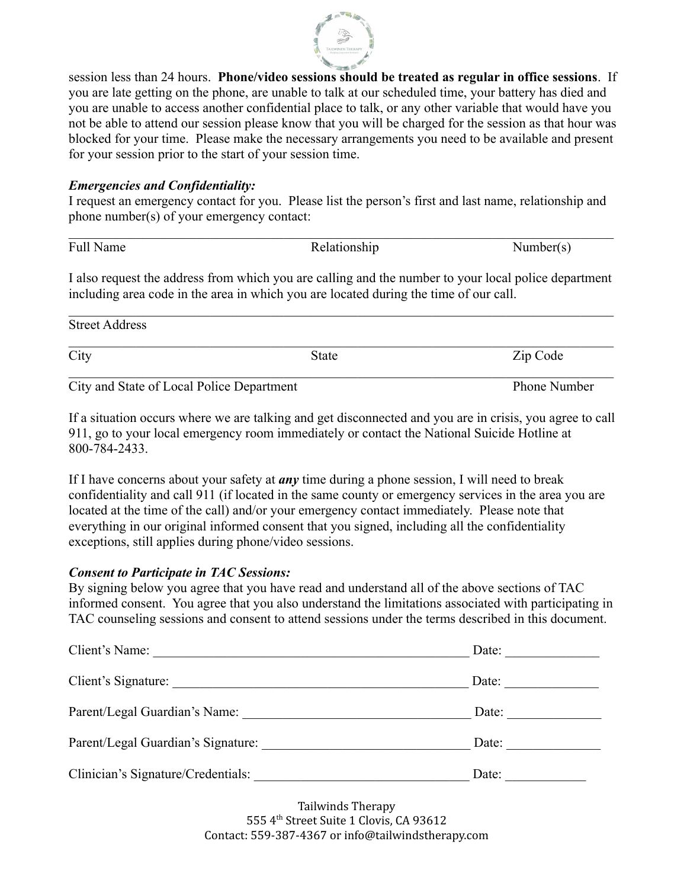session less than 24 hours. **Phone/video sessions should be treated as regular in office sessions**. If you are late getting on the phone, are unable to talk at our scheduled time, your battery has died and you are unable to access another confidential place to talk, or any other variable that would have you not be able to attend our session please know that you will be charged for the session as that hour was blocked for your time. Please make the necessary arrangements you need to be available and present for your session prior to the start of your session time.

***Emergencies and Confidentiality:***
I request an emergency contact for you. Please list the person's first and last name, relationship and phone number(s) of your emergency contact:

___________________________________________________________________________
Full Name                                        Relationship                                        Number(s)

I also request the address from which you are calling and the number to your local police department including area code in the area in which you are located during the time of our call.

___________________________________________________________________________
Street Address

___________________________________________________________________________
City                                        State                                        Zip Code

___________________________________________________________________________
City and State of Local Police Department                                        Phone Number

If a situation occurs where we are talking and get disconnected and you are in crisis, you agree to call 911, go to your local emergency room immediately or contact the National Suicide Hotline at 800-784-2433.

If I have concerns about your safety at ***any*** time during a phone session, I will need to break confidentiality and call 911 (if located in the same county or emergency services in the area you are located at the time of the call) and/or your emergency contact immediately. Please note that everything in our original informed consent that you signed, including all the confidentiality exceptions, still applies during phone/video sessions.

***Consent to Participate in TAC Sessions:***
By signing below you agree that you have read and understand all of the above sections of TAC informed consent. You agree that you also understand the limitations associated with participating in TAC counseling sessions and consent to attend sessions under the terms described in this document.

Client's Name: _______________________________________________ Date: ______________

Client's Signature: ____________________________________________ Date: ______________

Parent/Legal Guardian's Name: __________________________________ Date: ______________

Parent/Legal Guardian's Signature: _______________________________ Date: ______________

Clinician's Signature/Credentials: ________________________________ Date: ____________

Tailwinds Therapy
555 4th Street Suite 1 Clovis, CA 93612
Contact: 559-387-4367 or info@tailwindstherapy.com